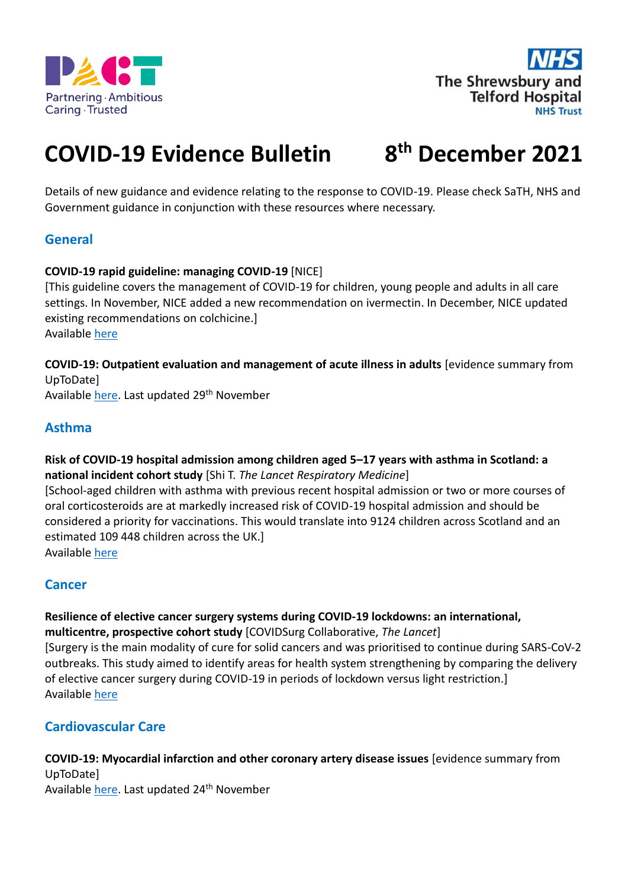PACT
Partnering · Ambitious
Caring · Trusted

NHS
The Shrewsbury and Telford Hospital
NHS Trust

# COVID-19 Evidence Bulletin 8th December 2021

Details of new guidance and evidence relating to the response to COVID-19. Please check SaTH, NHS and Government guidance in conjunction with these resources where necessary.

## General

**COVID-19 rapid guideline: managing COVID-19** [NICE]
[This guideline covers the management of COVID-19 for children, young people and adults in all care settings. In November, NICE added a new recommendation on ivermectin. In December, NICE updated existing recommendations on colchicine.]
Available here

**COVID-19: Outpatient evaluation and management of acute illness in adults** [evidence summary from UpToDate]
Available here. Last updated 29th November

## Asthma

**Risk of COVID-19 hospital admission among children aged 5–17 years with asthma in Scotland: a national incident cohort study** [Shi T. *The Lancet Respiratory Medicine*]
[School-aged children with asthma with previous recent hospital admission or two or more courses of oral corticosteroids are at markedly increased risk of COVID-19 hospital admission and should be considered a priority for vaccinations. This would translate into 9124 children across Scotland and an estimated 109 448 children across the UK.]
Available here

## Cancer

**Resilience of elective cancer surgery systems during COVID-19 lockdowns: an international, multicentre, prospective cohort study** [COVIDSurg Collaborative, *The Lancet*]
[Surgery is the main modality of cure for solid cancers and was prioritised to continue during SARS-CoV-2 outbreaks. This study aimed to identify areas for health system strengthening by comparing the delivery of elective cancer surgery during COVID-19 in periods of lockdown versus light restriction.]
Available here

## Cardiovascular Care

**COVID-19: Myocardial infarction and other coronary artery disease issues** [evidence summary from UpToDate]
Available here. Last updated 24th November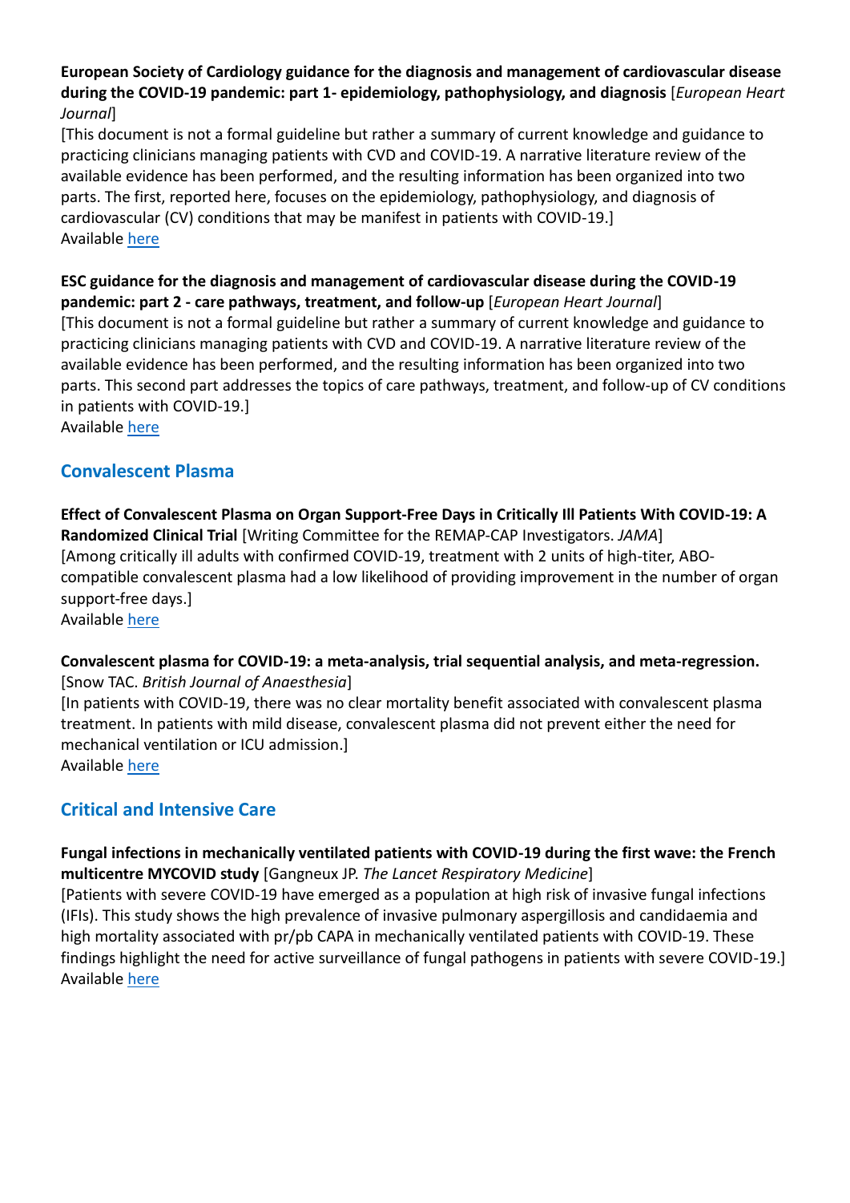**European Society of Cardiology guidance for the diagnosis and management of cardiovascular disease during the COVID-19 pandemic: part 1- epidemiology, pathophysiology, and diagnosis** [*European Heart Journal*]
[This document is not a formal guideline but rather a summary of current knowledge and guidance to practicing clinicians managing patients with CVD and COVID-19. A narrative literature review of the available evidence has been performed, and the resulting information has been organized into two parts. The first, reported here, focuses on the epidemiology, pathophysiology, and diagnosis of cardiovascular (CV) conditions that may be manifest in patients with COVID-19.]
Available here

**ESC guidance for the diagnosis and management of cardiovascular disease during the COVID-19 pandemic: part 2 - care pathways, treatment, and follow-up** [*European Heart Journal*]
[This document is not a formal guideline but rather a summary of current knowledge and guidance to practicing clinicians managing patients with CVD and COVID-19. A narrative literature review of the available evidence has been performed, and the resulting information has been organized into two parts. This second part addresses the topics of care pathways, treatment, and follow-up of CV conditions in patients with COVID-19.]
Available here

## Convalescent Plasma

**Effect of Convalescent Plasma on Organ Support-Free Days in Critically Ill Patients With COVID-19: A Randomized Clinical Trial** [Writing Committee for the REMAP-CAP Investigators. *JAMA*]
[Among critically ill adults with confirmed COVID-19, treatment with 2 units of high-titer, ABO-compatible convalescent plasma had a low likelihood of providing improvement in the number of organ support-free days.]
Available here

**Convalescent plasma for COVID-19: a meta-analysis, trial sequential analysis, and meta-regression.** [Snow TAC. *British Journal of Anaesthesia*]
[In patients with COVID-19, there was no clear mortality benefit associated with convalescent plasma treatment. In patients with mild disease, convalescent plasma did not prevent either the need for mechanical ventilation or ICU admission.]
Available here

## Critical and Intensive Care

**Fungal infections in mechanically ventilated patients with COVID-19 during the first wave: the French multicentre MYCOVID study** [Gangneux JP. *The Lancet Respiratory Medicine*]
[Patients with severe COVID-19 have emerged as a population at high risk of invasive fungal infections (IFIs). This study shows the high prevalence of invasive pulmonary aspergillosis and candidaemia and high mortality associated with pr/pb CAPA in mechanically ventilated patients with COVID-19. These findings highlight the need for active surveillance of fungal pathogens in patients with severe COVID-19.]
Available here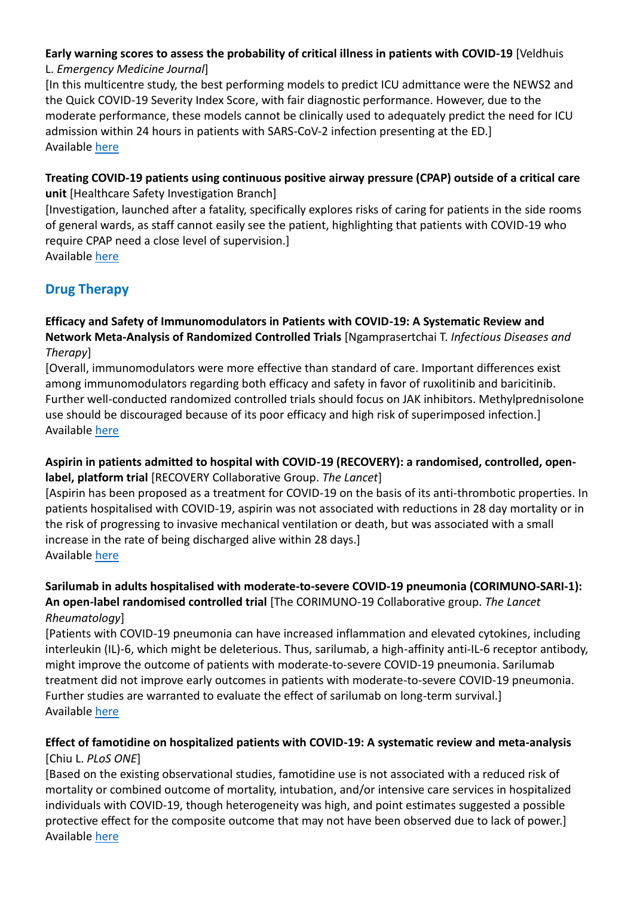**Early warning scores to assess the probability of critical illness in patients with COVID-19** [Veldhuis L. *Emergency Medicine Journal*]
[In this multicentre study, the best performing models to predict ICU admittance were the NEWS2 and the Quick COVID-19 Severity Index Score, with fair diagnostic performance. However, due to the moderate performance, these models cannot be clinically used to adequately predict the need for ICU admission within 24 hours in patients with SARS-CoV-2 infection presenting at the ED.]
Available here

**Treating COVID-19 patients using continuous positive airway pressure (CPAP) outside of a critical care unit** [Healthcare Safety Investigation Branch]
[Investigation, launched after a fatality, specifically explores risks of caring for patients in the side rooms of general wards, as staff cannot easily see the patient, highlighting that patients with COVID-19 who require CPAP need a close level of supervision.]
Available here

## Drug Therapy

**Efficacy and Safety of Immunomodulators in Patients with COVID-19: A Systematic Review and Network Meta-Analysis of Randomized Controlled Trials** [Ngamprasertchai T. *Infectious Diseases and Therapy*]
[Overall, immunomodulators were more effective than standard of care. Important differences exist among immunomodulators regarding both efficacy and safety in favor of ruxolitinib and baricitinib. Further well-conducted randomized controlled trials should focus on JAK inhibitors. Methylprednisolone use should be discouraged because of its poor efficacy and high risk of superimposed infection.]
Available here

**Aspirin in patients admitted to hospital with COVID-19 (RECOVERY): a randomised, controlled, open-label, platform trial** [RECOVERY Collaborative Group. *The Lancet*]
[Aspirin has been proposed as a treatment for COVID-19 on the basis of its anti-thrombotic properties. In patients hospitalised with COVID-19, aspirin was not associated with reductions in 28 day mortality or in the risk of progressing to invasive mechanical ventilation or death, but was associated with a small increase in the rate of being discharged alive within 28 days.]
Available here

**Sarilumab in adults hospitalised with moderate-to-severe COVID-19 pneumonia (CORIMUNO-SARI-1): An open-label randomised controlled trial** [The CORIMUNO-19 Collaborative group. *The Lancet Rheumatology*]
[Patients with COVID-19 pneumonia can have increased inflammation and elevated cytokines, including interleukin (IL)-6, which might be deleterious. Thus, sarilumab, a high-affinity anti-IL-6 receptor antibody, might improve the outcome of patients with moderate-to-severe COVID-19 pneumonia. Sarilumab treatment did not improve early outcomes in patients with moderate-to-severe COVID-19 pneumonia. Further studies are warranted to evaluate the effect of sarilumab on long-term survival.]
Available here

**Effect of famotidine on hospitalized patients with COVID-19: A systematic review and meta-analysis** [Chiu L. *PLoS ONE*]
[Based on the existing observational studies, famotidine use is not associated with a reduced risk of mortality or combined outcome of mortality, intubation, and/or intensive care services in hospitalized individuals with COVID-19, though heterogeneity was high, and point estimates suggested a possible protective effect for the composite outcome that may not have been observed due to lack of power.]
Available here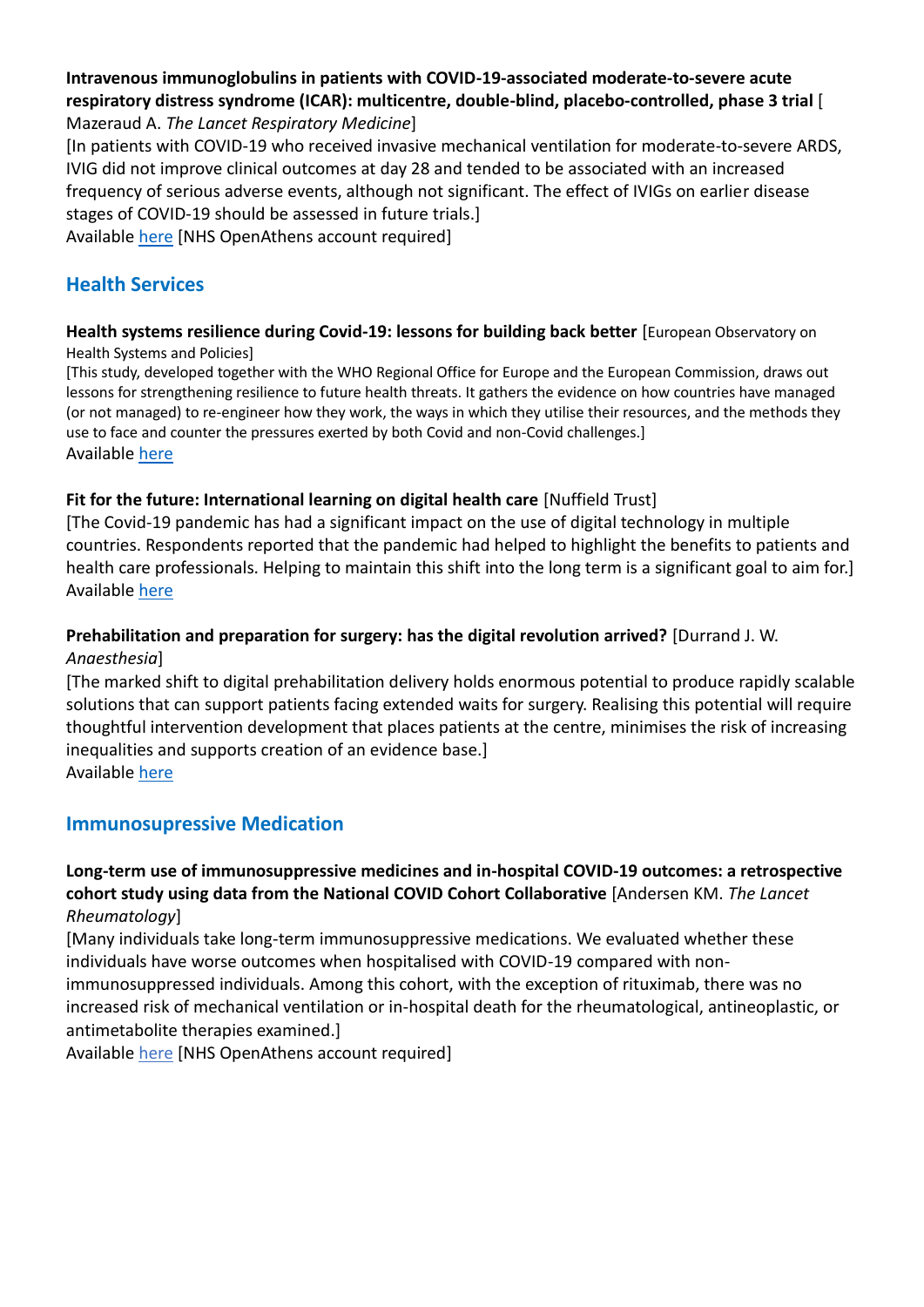**Intravenous immunoglobulins in patients with COVID-19-associated moderate-to-severe acute respiratory distress syndrome (ICAR): multicentre, double-blind, placebo-controlled, phase 3 trial** [ Mazeraud A. *The Lancet Respiratory Medicine*]

[In patients with COVID-19 who received invasive mechanical ventilation for moderate-to-severe ARDS, IVIG did not improve clinical outcomes at day 28 and tended to be associated with an increased frequency of serious adverse events, although not significant. The effect of IVIGs on earlier disease stages of COVID-19 should be assessed in future trials.]

Available here [NHS OpenAthens account required]

## Health Services

**Health systems resilience during Covid-19: lessons for building back better** [European Observatory on Health Systems and Policies]

[This study, developed together with the WHO Regional Office for Europe and the European Commission, draws out lessons for strengthening resilience to future health threats. It gathers the evidence on how countries have managed (or not managed) to re-engineer how they work, the ways in which they utilise their resources, and the methods they use to face and counter the pressures exerted by both Covid and non-Covid challenges.]

Available here

**Fit for the future: International learning on digital health care** [Nuffield Trust]

[The Covid-19 pandemic has had a significant impact on the use of digital technology in multiple countries. Respondents reported that the pandemic had helped to highlight the benefits to patients and health care professionals. Helping to maintain this shift into the long term is a significant goal to aim for.]

Available here

**Prehabilitation and preparation for surgery: has the digital revolution arrived?** [Durrand J. W. *Anaesthesia*]

[The marked shift to digital prehabilitation delivery holds enormous potential to produce rapidly scalable solutions that can support patients facing extended waits for surgery. Realising this potential will require thoughtful intervention development that places patients at the centre, minimises the risk of increasing inequalities and supports creation of an evidence base.]

Available here

## Immunosupressive Medication

**Long-term use of immunosuppressive medicines and in-hospital COVID-19 outcomes: a retrospective cohort study using data from the National COVID Cohort Collaborative** [Andersen KM. *The Lancet Rheumatology*]

[Many individuals take long-term immunosuppressive medications. We evaluated whether these individuals have worse outcomes when hospitalised with COVID-19 compared with non-immunosuppressed individuals. Among this cohort, with the exception of rituximab, there was no increased risk of mechanical ventilation or in-hospital death for the rheumatological, antineoplastic, or antimetabolite therapies examined.]

Available here [NHS OpenAthens account required]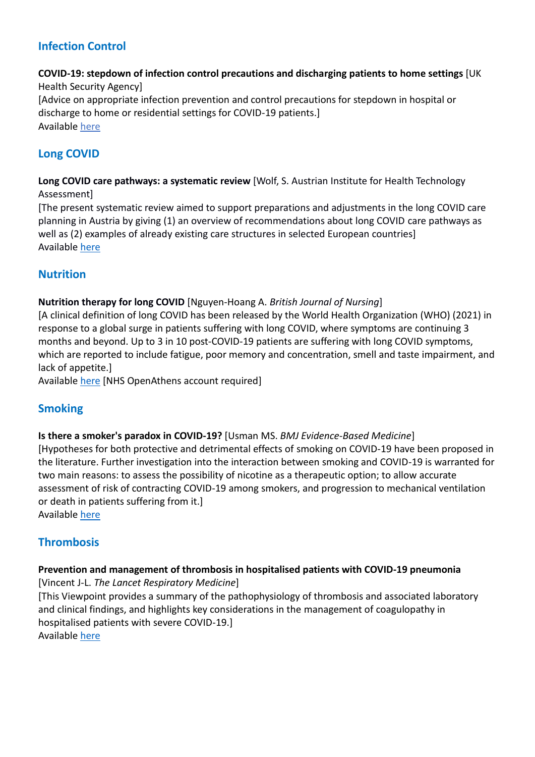## Infection Control

**COVID-19: stepdown of infection control precautions and discharging patients to home settings** [UK Health Security Agency]
[Advice on appropriate infection prevention and control precautions for stepdown in hospital or discharge to home or residential settings for COVID-19 patients.]
Available here

## Long COVID

**Long COVID care pathways: a systematic review** [Wolf, S. Austrian Institute for Health Technology Assessment]
[The present systematic review aimed to support preparations and adjustments in the long COVID care planning in Austria by giving (1) an overview of recommendations about long COVID care pathways as well as (2) examples of already existing care structures in selected European countries]
Available here

## Nutrition

**Nutrition therapy for long COVID** [Nguyen-Hoang A. *British Journal of Nursing*]
[A clinical definition of long COVID has been released by the World Health Organization (WHO) (2021) in response to a global surge in patients suffering with long COVID, where symptoms are continuing 3 months and beyond. Up to 3 in 10 post-COVID-19 patients are suffering with long COVID symptoms, which are reported to include fatigue, poor memory and concentration, smell and taste impairment, and lack of appetite.]
Available here [NHS OpenAthens account required]

## Smoking

**Is there a smoker's paradox in COVID-19?** [Usman MS. *BMJ Evidence-Based Medicine*]
[Hypotheses for both protective and detrimental effects of smoking on COVID-19 have been proposed in the literature. Further investigation into the interaction between smoking and COVID-19 is warranted for two main reasons: to assess the possibility of nicotine as a therapeutic option; to allow accurate assessment of risk of contracting COVID-19 among smokers, and progression to mechanical ventilation or death in patients suffering from it.]
Available here

## Thrombosis

**Prevention and management of thrombosis in hospitalised patients with COVID-19 pneumonia** [Vincent J-L. *The Lancet Respiratory Medicine*]
[This Viewpoint provides a summary of the pathophysiology of thrombosis and associated laboratory and clinical findings, and highlights key considerations in the management of coagulopathy in hospitalised patients with severe COVID-19.]
Available here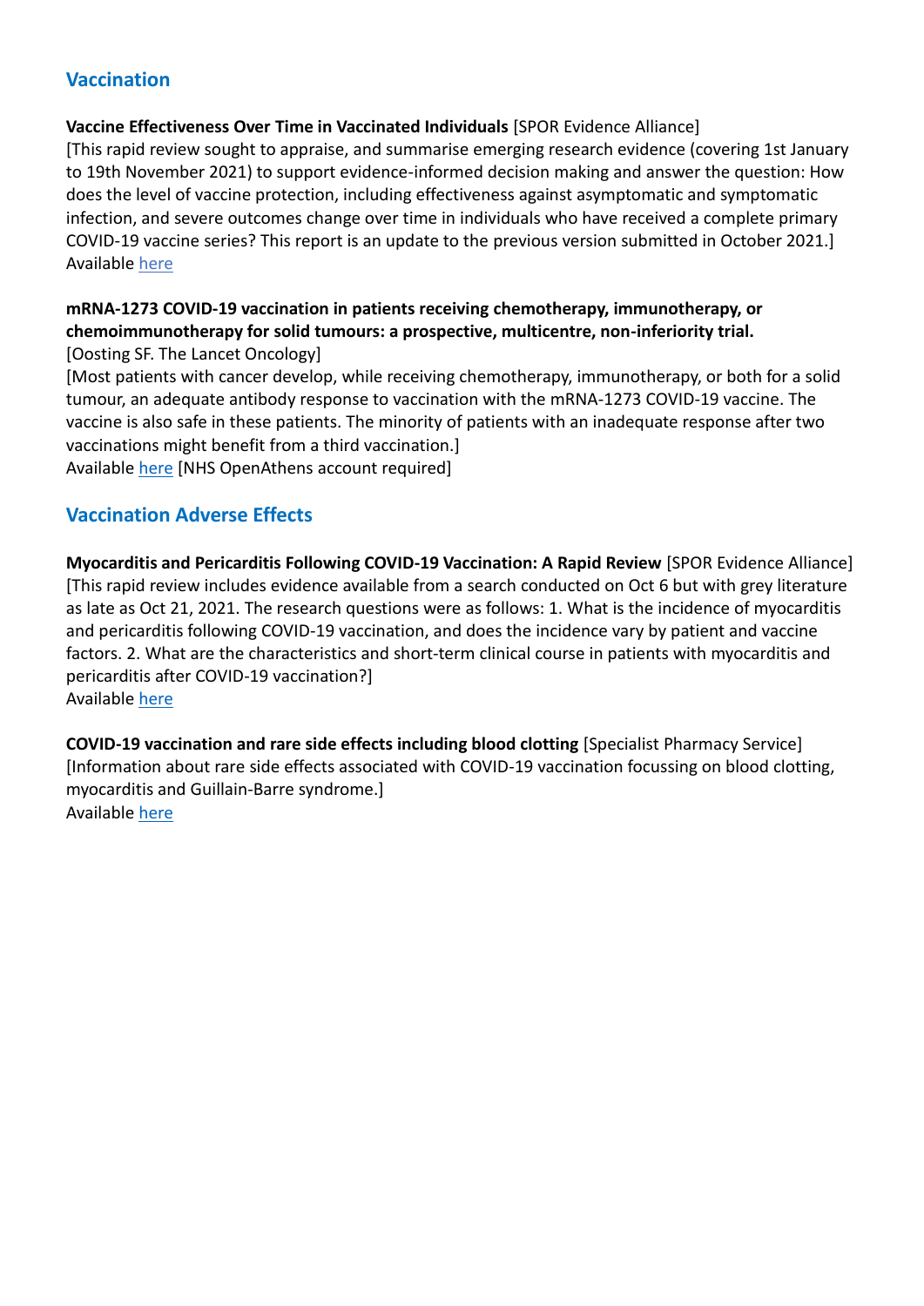## Vaccination

**Vaccine Effectiveness Over Time in Vaccinated Individuals** [SPOR Evidence Alliance]
[This rapid review sought to appraise, and summarise emerging research evidence (covering 1st January to 19th November 2021) to support evidence-informed decision making and answer the question: How does the level of vaccine protection, including effectiveness against asymptomatic and symptomatic infection, and severe outcomes change over time in individuals who have received a complete primary COVID-19 vaccine series? This report is an update to the previous version submitted in October 2021.]
Available here

**mRNA-1273 COVID-19 vaccination in patients receiving chemotherapy, immunotherapy, or chemoimmunotherapy for solid tumours: a prospective, multicentre, non-inferiority trial.**
[Oosting SF. The Lancet Oncology]
[Most patients with cancer develop, while receiving chemotherapy, immunotherapy, or both for a solid tumour, an adequate antibody response to vaccination with the mRNA-1273 COVID-19 vaccine. The vaccine is also safe in these patients. The minority of patients with an inadequate response after two vaccinations might benefit from a third vaccination.]
Available here [NHS OpenAthens account required]

## Vaccination Adverse Effects

**Myocarditis and Pericarditis Following COVID-19 Vaccination: A Rapid Review** [SPOR Evidence Alliance]
[This rapid review includes evidence available from a search conducted on Oct 6 but with grey literature as late as Oct 21, 2021. The research questions were as follows: 1. What is the incidence of myocarditis and pericarditis following COVID-19 vaccination, and does the incidence vary by patient and vaccine factors. 2. What are the characteristics and short-term clinical course in patients with myocarditis and pericarditis after COVID-19 vaccination?]
Available here

**COVID-19 vaccination and rare side effects including blood clotting** [Specialist Pharmacy Service]
[Information about rare side effects associated with COVID-19 vaccination focussing on blood clotting, myocarditis and Guillain-Barre syndrome.]
Available here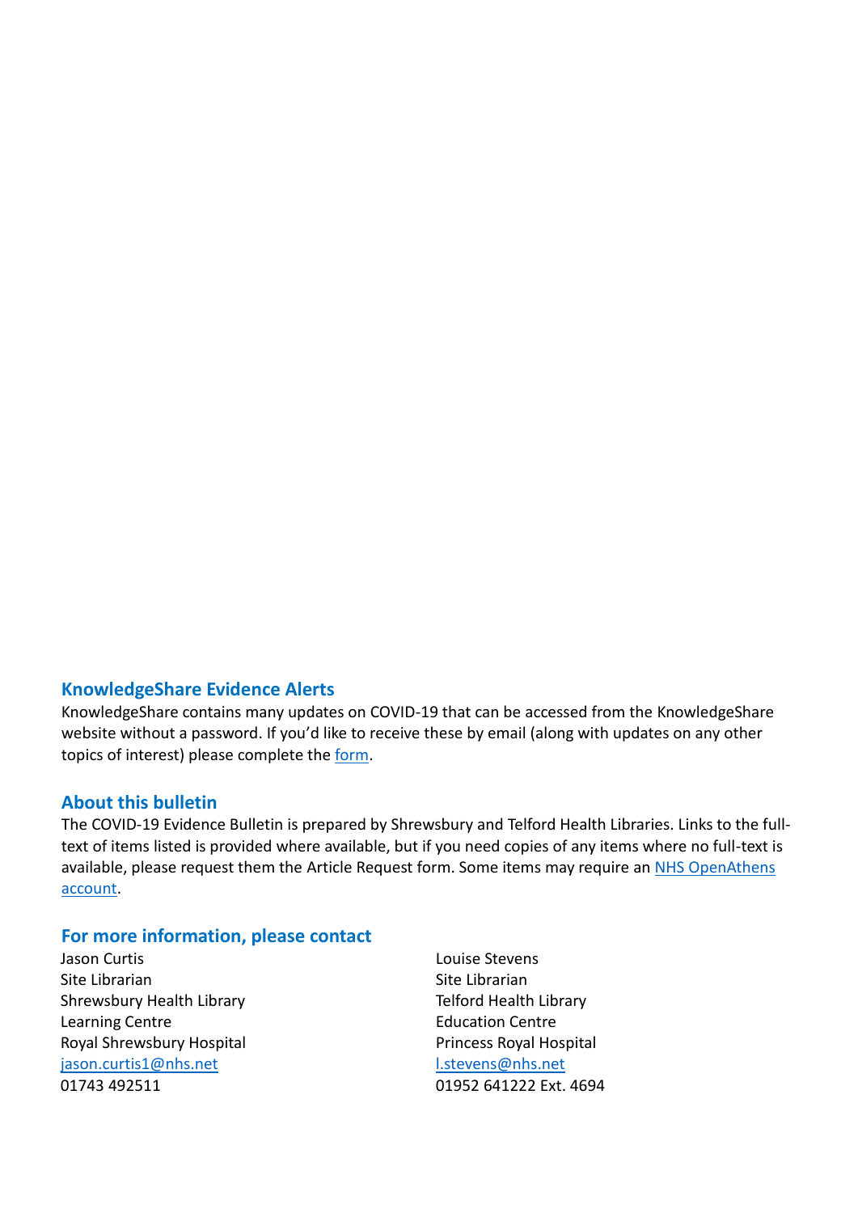## KnowledgeShare Evidence Alerts

KnowledgeShare contains many updates on COVID-19 that can be accessed from the KnowledgeShare website without a password. If you'd like to receive these by email (along with updates on any other topics of interest) please complete the form.

## About this bulletin

The COVID-19 Evidence Bulletin is prepared by Shrewsbury and Telford Health Libraries. Links to the full-text of items listed is provided where available, but if you need copies of any items where no full-text is available, please request them the Article Request form. Some items may require an NHS OpenAthens account.

## For more information, please contact

Jason Curtis
Site Librarian
Shrewsbury Health Library
Learning Centre
Royal Shrewsbury Hospital
jason.curtis1@nhs.net
01743 492511

Louise Stevens
Site Librarian
Telford Health Library
Education Centre
Princess Royal Hospital
l.stevens@nhs.net
01952 641222 Ext. 4694